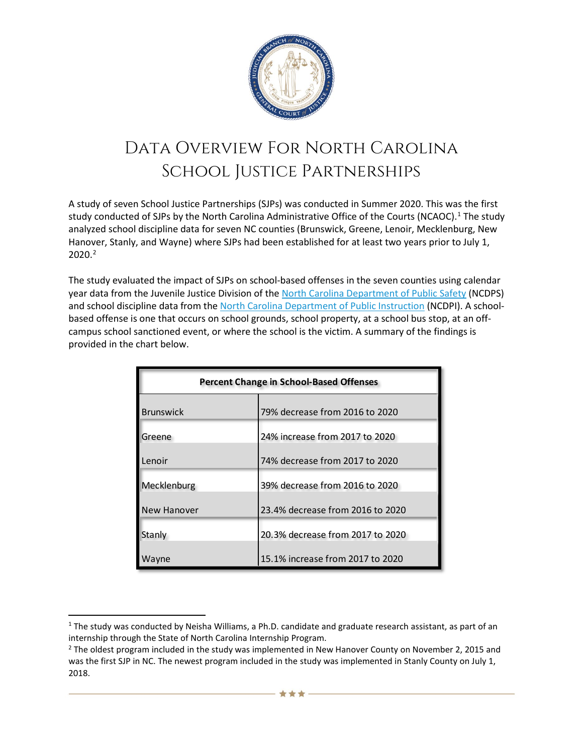# Data Overview For North Carolina School Justice Partnerships

A study of seven School Justice Partnerships (SJPs) was conducted in Summer 2020. This was the first study conducted of SJPs by the North Carolina Administrative Office of the Courts (NCAOC).[1] The study analyzed school discipline data for seven NC counties (Brunswick, Greene, Lenoir, Mecklenburg, New Hanover, Stanly, and Wayne) where SJPs had been established for at least two years prior to July 1, 2020.[2]

The study evaluated the impact of SJPs on school-based offenses in the seven counties using calendar year data from the Juvenile Justice Division of the North Carolina Department of Public Safety (NCDPS) and school discipline data from the North Carolina Department of Public Instruction (NCDPI). A school-based offense is one that occurs on school grounds, school property, at a school bus stop, at an off-campus school sanctioned event, or where the school is the victim. A summary of the findings is provided in the chart below.

| **Percent Change in School-Based Offenses** | |
|---|---|
| Brunswick | 79% decrease from 2016 to 2020 |
| Greene | 24% increase from 2017 to 2020 |
| Lenoir | 74% decrease from 2017 to 2020 |
| Mecklenburg | 39% decrease from 2016 to 2020 |
| New Hanover | 23.4% decrease from 2016 to 2020 |
| Stanly | 20.3% decrease from 2017 to 2020 |
| Wayne | 15.1% increase from 2017 to 2020 |

---

[1] The study was conducted by Neisha Williams, a Ph.D. candidate and graduate research assistant, as part of an internship through the State of North Carolina Internship Program.

[2] The oldest program included in the study was implemented in New Hanover County on November 2, 2015 and was the first SJP in NC. The newest program included in the study was implemented in Stanly County on July 1, 2018.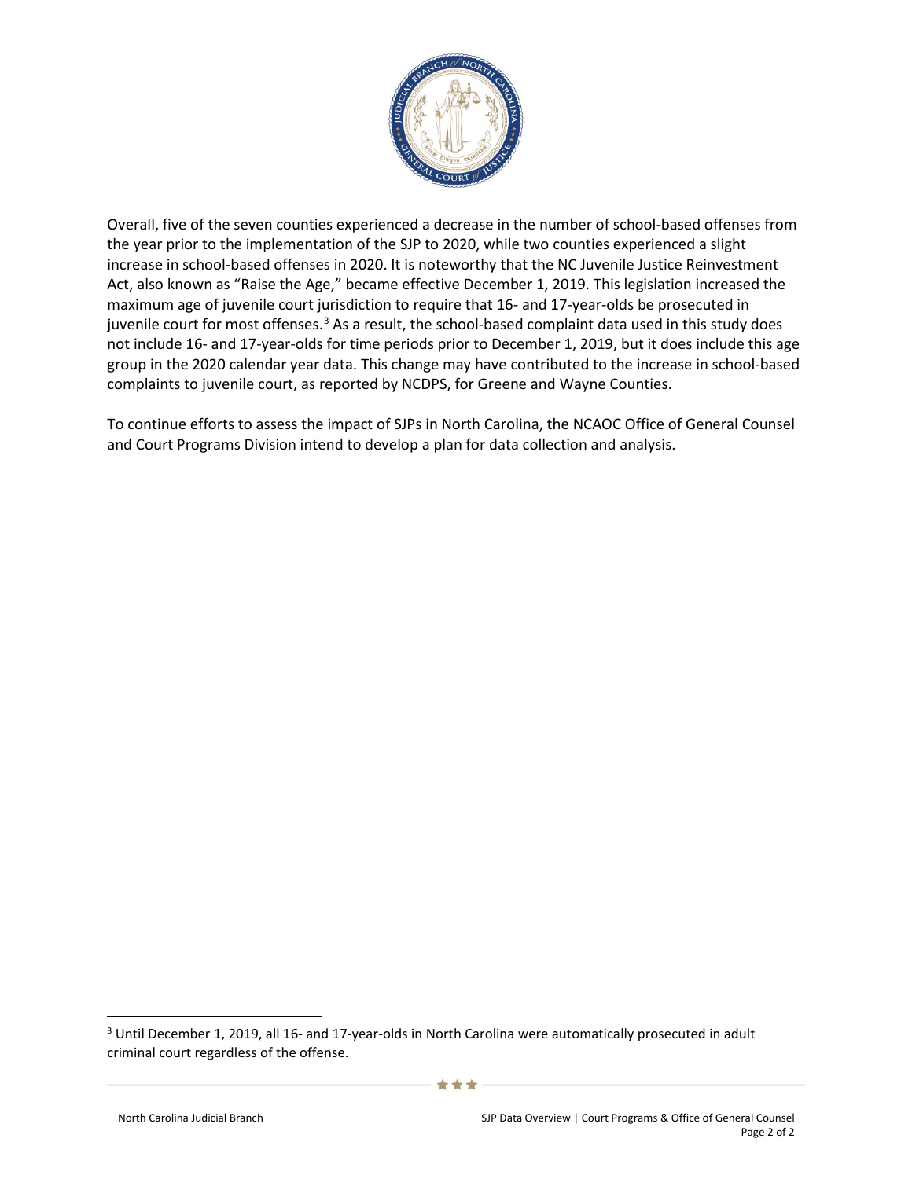Overall, five of the seven counties experienced a decrease in the number of school-based offenses from the year prior to the implementation of the SJP to 2020, while two counties experienced a slight increase in school-based offenses in 2020. It is noteworthy that the NC Juvenile Justice Reinvestment Act, also known as "Raise the Age," became effective December 1, 2019. This legislation increased the maximum age of juvenile court jurisdiction to require that 16- and 17-year-olds be prosecuted in juvenile court for most offenses.[3] As a result, the school-based complaint data used in this study does not include 16- and 17-year-olds for time periods prior to December 1, 2019, but it does include this age group in the 2020 calendar year data. This change may have contributed to the increase in school-based complaints to juvenile court, as reported by NCDPS, for Greene and Wayne Counties.

To continue efforts to assess the impact of SJPs in North Carolina, the NCAOC Office of General Counsel and Court Programs Division intend to develop a plan for data collection and analysis.

[3] Until December 1, 2019, all 16- and 17-year-olds in North Carolina were automatically prosecuted in adult criminal court regardless of the offense.